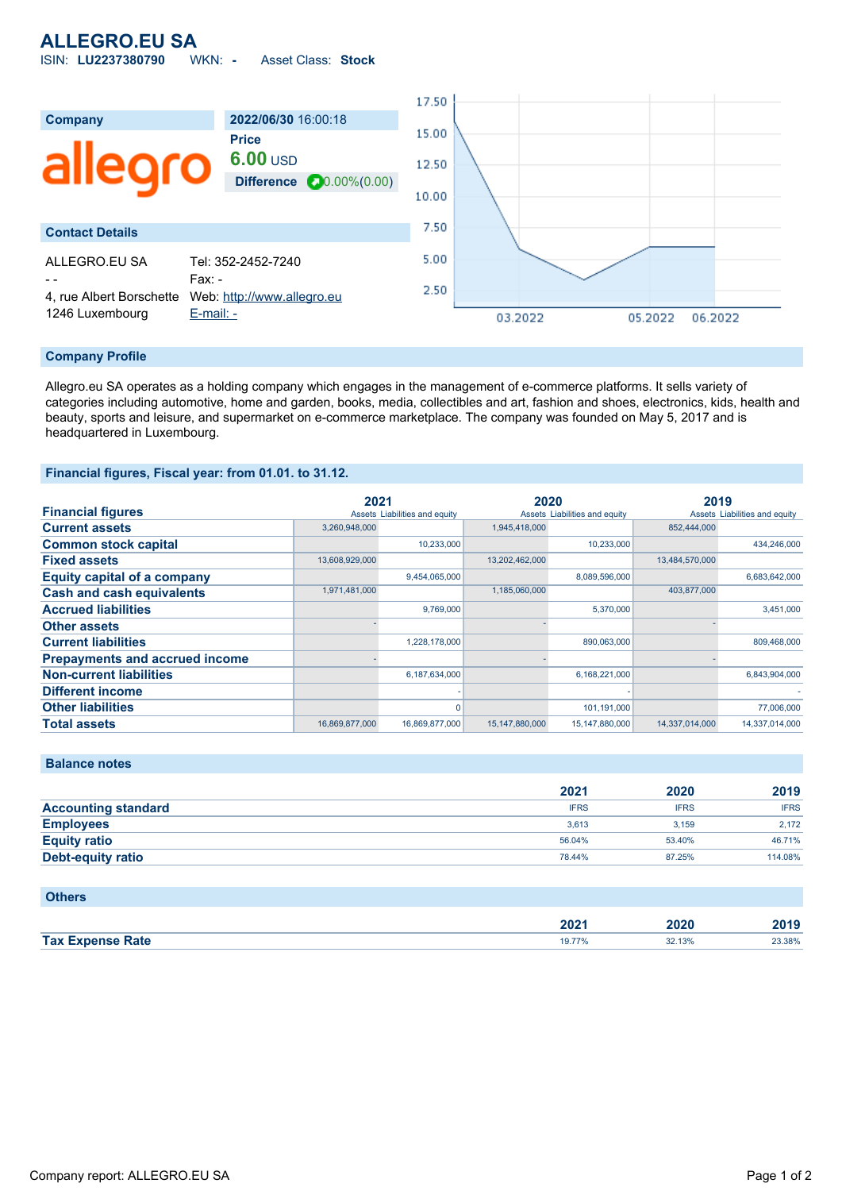# ALLEGRO.EU SA

ISIN: **LU2237380790** WKN: **-** Asset Class: **Stock**

| Company | 2022/06/30 16:00:18 |
|---|---|
| | **Price** |
| | **6.00** USD |
| | **Difference** 0.00%(0.00) |

## Contact Details

ALLEGRO.EU SA
- -
4, rue Albert Borschette
1246 Luxembourg

Tel: 352-2452-7240
Fax: -
Web: http://www.allegro.eu
E-mail: -

## Company Profile

Allegro.eu SA operates as a holding company which engages in the management of e-commerce platforms. It sells variety of categories including automotive, home and garden, books, media, collectibles and art, fashion and shoes, electronics, kids, health and beauty, sports and leisure, and supermarket on e-commerce marketplace. The company was founded on May 5, 2017 and is headquartered in Luxembourg.

## Financial figures, Fiscal year: from 01.01. to 31.12.

| Financial figures | 2021 | | 2020 | | 2019 | |
|---|---|---|---|---|---|---|
| | Assets | Liabilities and equity | Assets | Liabilities and equity | Assets | Liabilities and equity |
| **Current assets** | 3,260,948,000 | | 1,945,418,000 | | 852,444,000 | |
| **Common stock capital** | | 10,233,000 | | 10,233,000 | | 434,246,000 |
| **Fixed assets** | 13,608,929,000 | | 13,202,462,000 | | 13,484,570,000 | |
| **Equity capital of a company** | | 9,454,065,000 | | 8,089,596,000 | | 6,683,642,000 |
| **Cash and cash equivalents** | 1,971,481,000 | | 1,185,060,000 | | 403,877,000 | |
| **Accrued liabilities** | | 9,769,000 | | 5,370,000 | | 3,451,000 |
| **Other assets** | - | | - | | - | |
| **Current liabilities** | | 1,228,178,000 | | 890,063,000 | | 809,468,000 |
| **Prepayments and accrued income** | - | | - | | - | |
| **Non-current liabilities** | | 6,187,634,000 | | 6,168,221,000 | | 6,843,904,000 |
| **Different income** | | - | | - | | - |
| **Other liabilities** | | 0 | | 101,191,000 | | 77,006,000 |
| **Total assets** | 16,869,877,000 | 16,869,877,000 | 15,147,880,000 | 15,147,880,000 | 14,337,014,000 | 14,337,014,000 |

## Balance notes

| | 2021 | 2020 | 2019 |
|---|---|---|---|
| **Accounting standard** | IFRS | IFRS | IFRS |
| **Employees** | 3,613 | 3,159 | 2,172 |
| **Equity ratio** | 56.04% | 53.40% | 46.71% |
| **Debt-equity ratio** | 78.44% | 87.25% | 114.08% |

## Others

| | 2021 | 2020 | 2019 |
|---|---|---|---|
| **Tax Expense Rate** | 19.77% | 32.13% | 23.38% |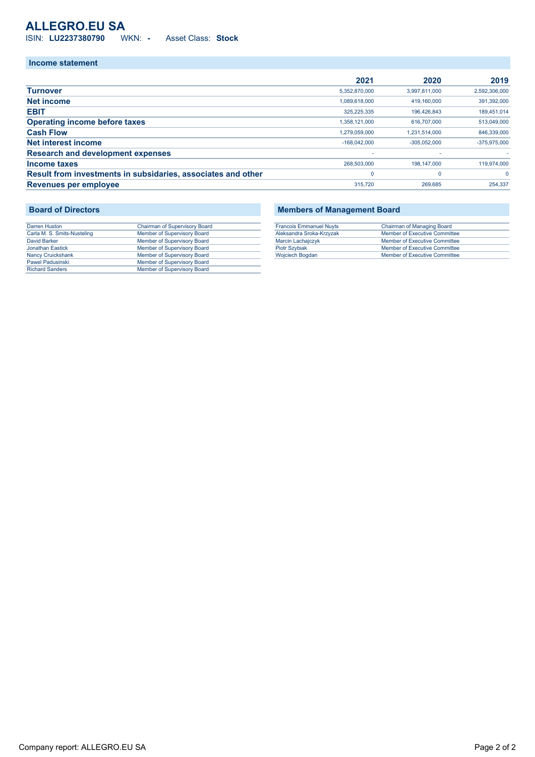# ALLEGRO.EU SA

ISIN: **LU2237380790** WKN: **-** Asset Class: **Stock**

## Income statement

| | 2021 | 2020 | 2019 |
|---|---|---|---|
| **Turnover** | 5,352,870,000 | 3,997,811,000 | 2,592,306,000 |
| **Net income** | 1,089,618,000 | 419,160,000 | 391,392,000 |
| **EBIT** | 325,225,335 | 196,426,843 | 189,451,014 |
| **Operating income before taxes** | 1,358,121,000 | 616,707,000 | 513,049,000 |
| **Cash Flow** | 1,279,059,000 | 1,231,514,000 | 846,339,000 |
| **Net interest income** | -168,042,000 | -305,052,000 | -375,975,000 |
| **Research and development expenses** | - | - | - |
| **Income taxes** | 268,503,000 | 198,147,000 | 119,974,000 |
| **Result from investments in subsidaries, associates and other** | 0 | 0 | 0 |
| **Revenues per employee** | 315,720 | 269,685 | 254,337 |

## Board of Directors

| | |
|---|---|
| Darren Huston | Chairman of Supervisory Board |
| Carla M. S. Smits-Nusteling | Member of Supervisory Board |
| David Barker | Member of Supervisory Board |
| Jonathan Eastick | Member of Supervisory Board |
| Nancy Cruickshank | Member of Supervisory Board |
| Pawel Padusinski | Member of Supervisory Board |
| Richard Sanders | Member of Supervisory Board |

## Members of Management Board

| | |
|---|---|
| Francois Emmanuel Nuyts | Chairman of Managing Board |
| Aleksandra Sroka-Krzyzak | Member of Executive Committee |
| Marcin Lachajczyk | Member of Executive Committee |
| Piotr Szybiak | Member of Executive Committee |
| Wojciech Bogdan | Member of Executive Committee |